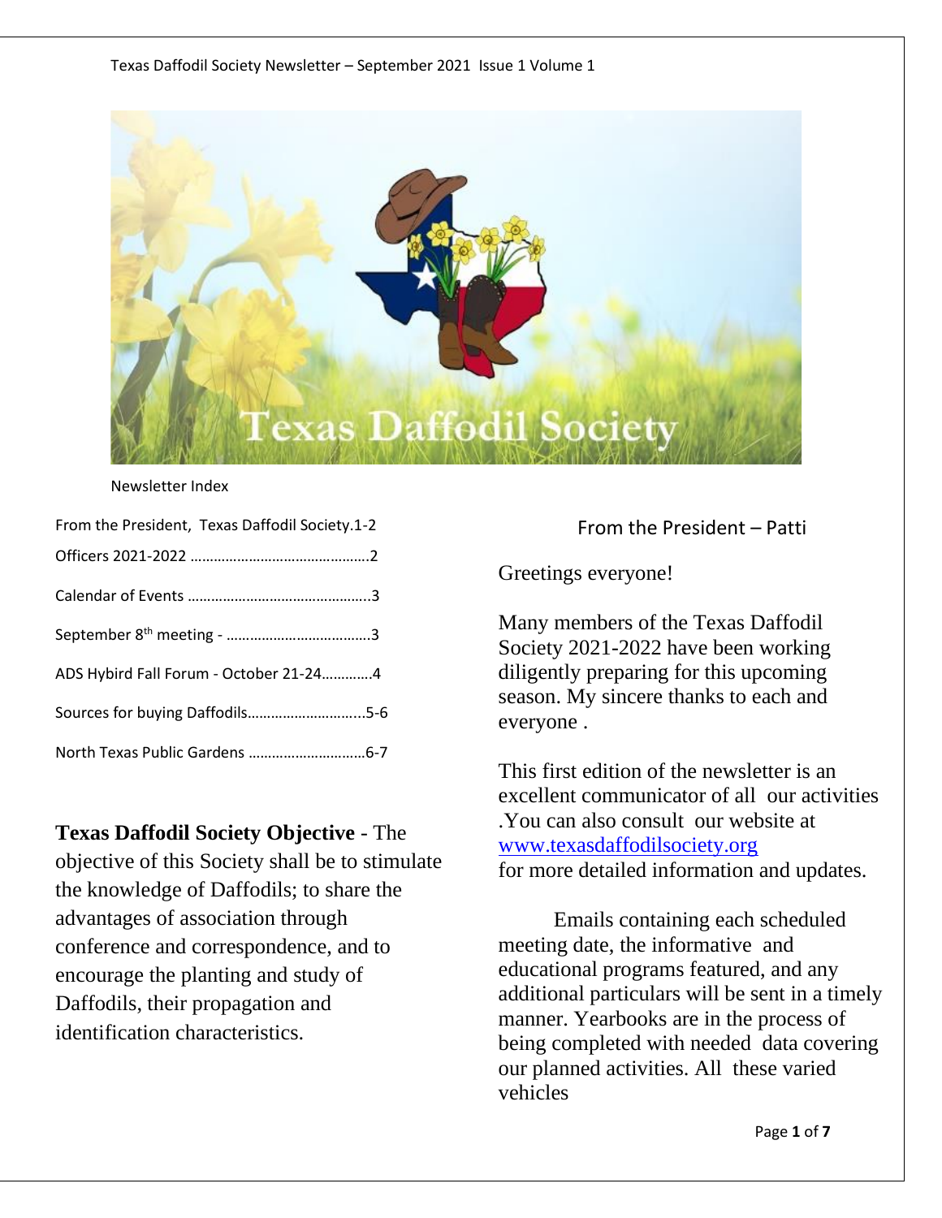Newsletter Index

From the President, Texas Daffodil Society.1-2

Officers 2021-2022 ……………………………………….2

Calendar of Events ……………………………………….3

September 8th meeting - ……………………………….3

ADS Hybird Fall Forum - October 21-24…………4

Sources for buying Daffodils………………………..5-6

North Texas Public Gardens ………………………..6-7

**Texas Daffodil Society Objective** - The objective of this Society shall be to stimulate the knowledge of Daffodils; to share the advantages of association through conference and correspondence, and to encourage the planting and study of Daffodils, their propagation and identification characteristics.

## From the President – Patti

Greetings everyone!

Many members of the Texas Daffodil Society 2021-2022 have been working diligently preparing for this upcoming season. My sincere thanks to each and everyone .

This first edition of the newsletter is an excellent communicator of all our activities .You can also consult our website at [www.texasdaffodilsociety.org](http://www.texasdaffodilsociety.org) for more detailed information and updates.

Emails containing each scheduled meeting date, the informative and educational programs featured, and any additional particulars will be sent in a timely manner. Yearbooks are in the process of being completed with needed data covering our planned activities. All these varied vehicles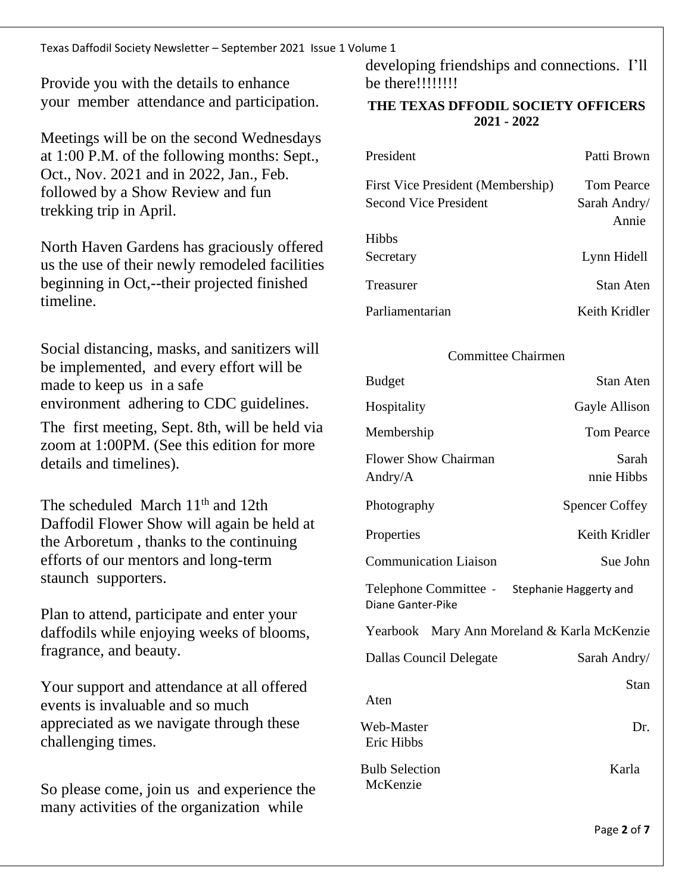Provide you with the details to enhance your member attendance and participation.

Meetings will be on the second Wednesdays at 1:00 P.M. of the following months: Sept., Oct., Nov. 2021 and in 2022, Jan., Feb. followed by a Show Review and fun trekking trip in April.

North Haven Gardens has graciously offered us the use of their newly remodeled facilities beginning in Oct,--their projected finished timeline.

Social distancing, masks, and sanitizers will be implemented, and every effort will be made to keep us in a safe environment adhering to CDC guidelines.

The first meeting, Sept. 8th, will be held via zoom at 1:00PM. (See this edition for more details and timelines).

The scheduled March 11th and 12th Daffodil Flower Show will again be held at the Arboretum , thanks to the continuing efforts of our mentors and long-term staunch supporters.

Plan to attend, participate and enter your daffodils while enjoying weeks of blooms, fragrance, and beauty.

Your support and attendance at all offered events is invaluable and so much appreciated as we navigate through these challenging times.

So please come, join us and experience the many activities of the organization while developing friendships and connections. I'll be there!!!!!!!!

**THE TEXAS DFFODIL SOCIETY OFFICERS 2021 - 2022**

| | |
|---|---|
| President | Patti Brown |
| First Vice President (Membership) | Tom Pearce |
| Second Vice President | Sarah Andry/ Annie Hibbs |
| Secretary | Lynn Hidell |
| Treasurer | Stan Aten |
| Parliamentarian | Keith Kridler |

Committee Chairmen

| | |
|---|---|
| Budget | Stan Aten |
| Hospitality | Gayle Allison |
| Membership | Tom Pearce |
| Flower Show Chairman | Sarah Andry/Annie Hibbs |
| Photography | Spencer Coffey |
| Properties | Keith Kridler |
| Communication Liaison | Sue John |
| Telephone Committee - | Stephanie Haggerty and Diane Ganter-Pike |
| Yearbook | Mary Ann Moreland & Karla McKenzie |
| Dallas Council Delegate | Sarah Andry/ Stan Aten |
| Web-Master | Dr. Eric Hibbs |
| Bulb Selection | Karla McKenzie |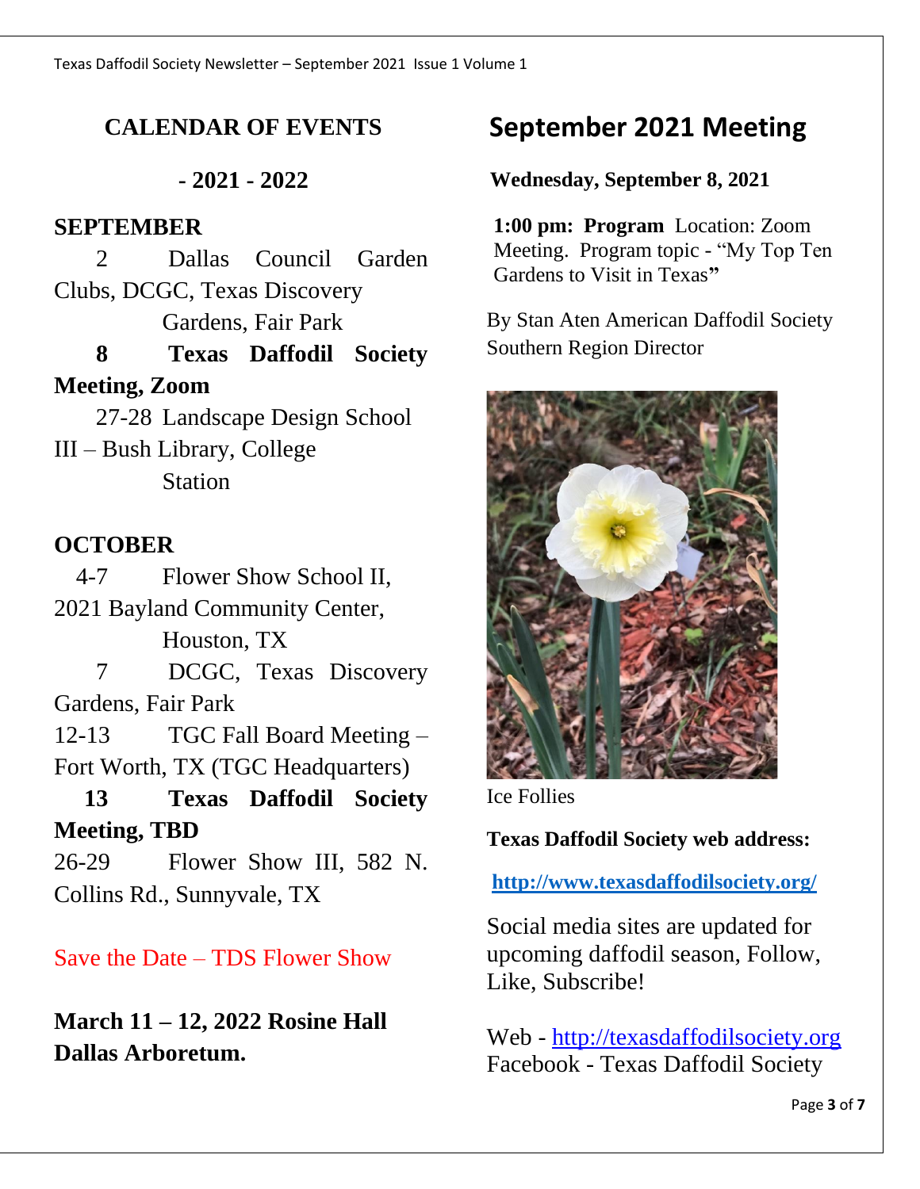## CALENDAR OF EVENTS

**- 2021 - 2022**

### SEPTEMBER

2 Dallas Council Garden Clubs, DCGC, Texas Discovery Gardens, Fair Park

**8 Texas Daffodil Society Meeting, Zoom**

27-28 Landscape Design School III – Bush Library, College Station

### OCTOBER

4-7 Flower Show School II, 2021 Bayland Community Center, Houston, TX

7 DCGC, Texas Discovery Gardens, Fair Park

12-13 TGC Fall Board Meeting – Fort Worth, TX (TGC Headquarters)

**13 Texas Daffodil Society Meeting, TBD**

26-29 Flower Show III, 582 N. Collins Rd., Sunnyvale, TX

Save the Date – TDS Flower Show

**March 11 – 12, 2022 Rosine Hall Dallas Arboretum.**

# September 2021 Meeting

**Wednesday, September 8, 2021**

**1:00 pm: Program** Location: Zoom Meeting. Program topic - "My Top Ten Gardens to Visit in Texas"

By Stan Aten American Daffodil Society Southern Region Director

Ice Follies

**Texas Daffodil Society web address:**

**http://www.texasdaffodilsociety.org/**

Social media sites are updated for upcoming daffodil season, Follow, Like, Subscribe!

Web - http://texasdaffodilsociety.org
Facebook - Texas Daffodil Society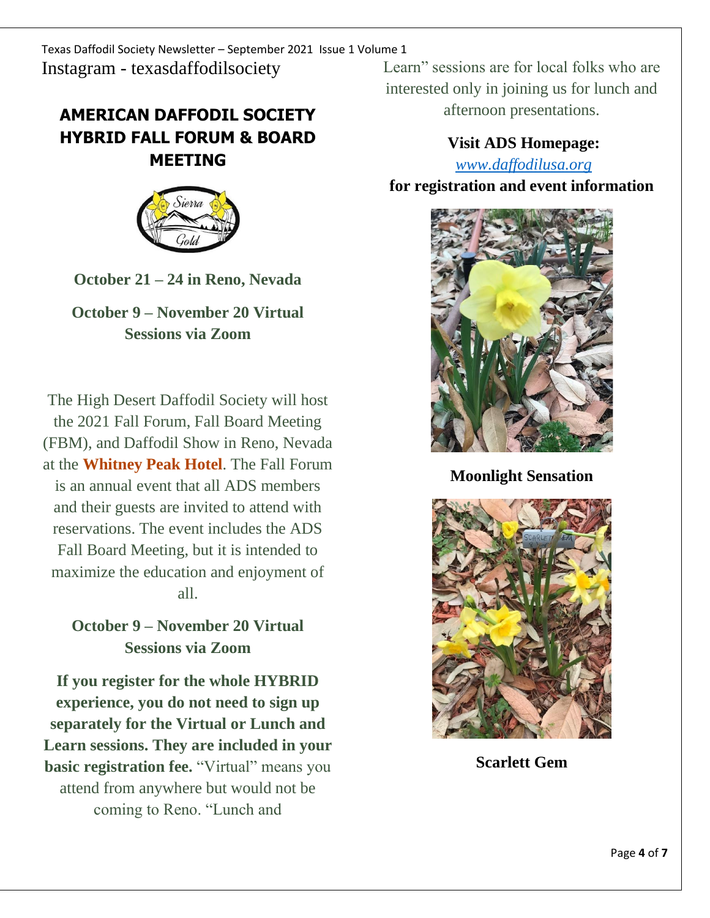Instagram - texasdaffodilsociety

## AMERICAN DAFFODIL SOCIETY HYBRID FALL FORUM & BOARD MEETING

**October 21 – 24 in Reno, Nevada**

**October 9 – November 20 Virtual Sessions via Zoom**

The High Desert Daffodil Society will host the 2021 Fall Forum, Fall Board Meeting (FBM), and Daffodil Show in Reno, Nevada at the **Whitney Peak Hotel**. The Fall Forum is an annual event that all ADS members and their guests are invited to attend with reservations. The event includes the ADS Fall Board Meeting, but it is intended to maximize the education and enjoyment of all.

**October 9 – November 20 Virtual Sessions via Zoom**

**If you register for the whole HYBRID experience, you do not need to sign up separately for the Virtual or Lunch and Learn sessions. They are included in your basic registration fee.** "Virtual" means you attend from anywhere but would not be coming to Reno. "Lunch and Learn" sessions are for local folks who are interested only in joining us for lunch and afternoon presentations.

**Visit ADS Homepage:**

*www.daffodilusa.org*

**for registration and event information**

**Moonlight Sensation**

**Scarlett Gem**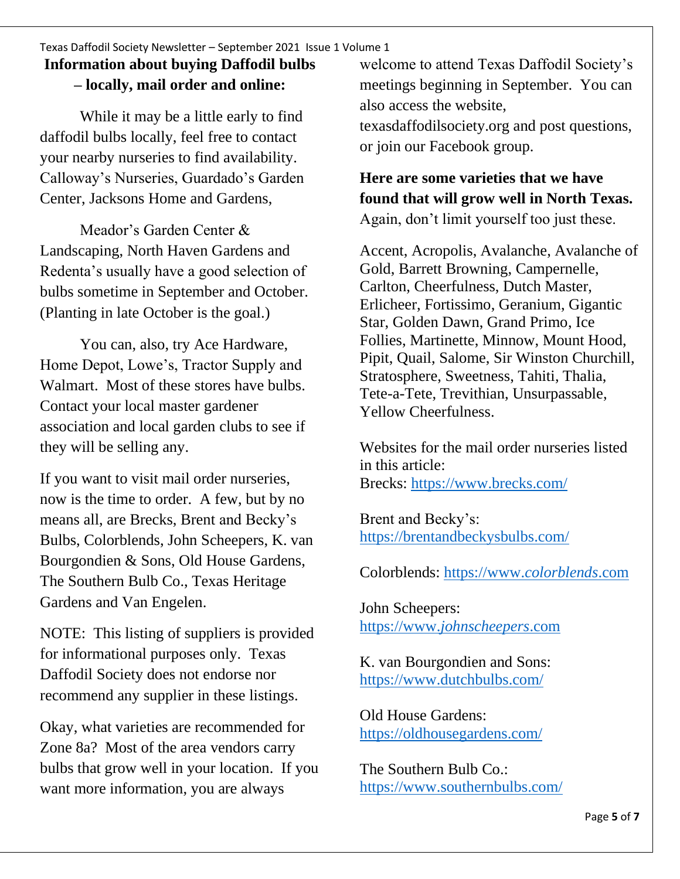**Information about buying Daffodil bulbs – locally, mail order and online:**

While it may be a little early to find daffodil bulbs locally, feel free to contact your nearby nurseries to find availability. Calloway's Nurseries, Guardado's Garden Center, Jacksons Home and Gardens,

Meador's Garden Center & Landscaping, North Haven Gardens and Redenta's usually have a good selection of bulbs sometime in September and October. (Planting in late October is the goal.)

You can, also, try Ace Hardware, Home Depot, Lowe's, Tractor Supply and Walmart. Most of these stores have bulbs. Contact your local master gardener association and local garden clubs to see if they will be selling any.

If you want to visit mail order nurseries, now is the time to order. A few, but by no means all, are Brecks, Brent and Becky's Bulbs, Colorblends, John Scheepers, K. van Bourgondien & Sons, Old House Gardens, The Southern Bulb Co., Texas Heritage Gardens and Van Engelen.

NOTE: This listing of suppliers is provided for informational purposes only. Texas Daffodil Society does not endorse nor recommend any supplier in these listings.

Okay, what varieties are recommended for Zone 8a? Most of the area vendors carry bulbs that grow well in your location. If you want more information, you are always welcome to attend Texas Daffodil Society's meetings beginning in September. You can also access the website, texasdaffodilsociety.org and post questions, or join our Facebook group.

**Here are some varieties that we have found that will grow well in North Texas.** Again, don't limit yourself too just these.

Accent, Acropolis, Avalanche, Avalanche of Gold, Barrett Browning, Campernelle, Carlton, Cheerfulness, Dutch Master, Erlicheer, Fortissimo, Geranium, Gigantic Star, Golden Dawn, Grand Primo, Ice Follies, Martinette, Minnow, Mount Hood, Pipit, Quail, Salome, Sir Winston Churchill, Stratosphere, Sweetness, Tahiti, Thalia, Tete-a-Tete, Trevithian, Unsurpassable, Yellow Cheerfulness.

Websites for the mail order nurseries listed in this article:

Brecks: https://www.brecks.com/

Brent and Becky's: https://brentandbeckysbulbs.com/

Colorblends: https://www.*colorblends*.com

John Scheepers: https://www.*johnscheepers*.com

K. van Bourgondien and Sons: https://www.dutchbulbs.com/

Old House Gardens: https://oldhousegardens.com/

The Southern Bulb Co.: https://www.southernbulbs.com/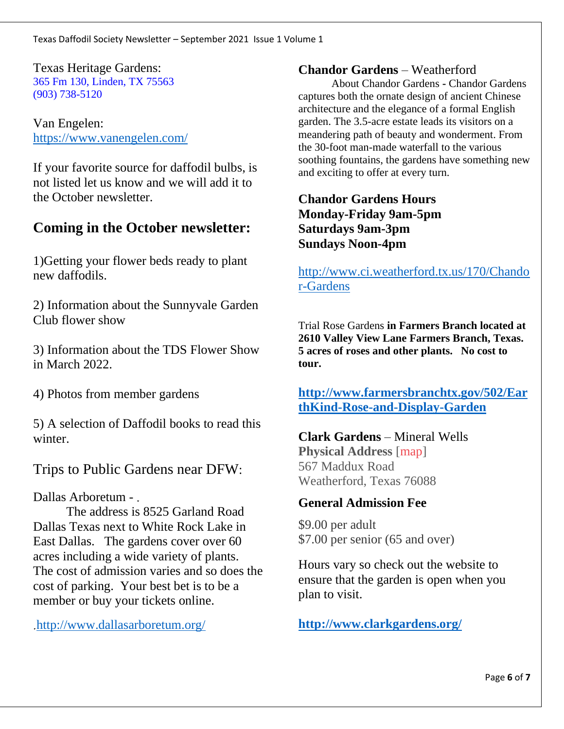Texas Heritage Gardens:
365 Fm 130, Linden, TX 75563
(903) 738-5120

Van Engelen:
https://www.vanengelen.com/

If your favorite source for daffodil bulbs, is not listed let us know and we will add it to the October newsletter.

## Coming in the October newsletter:

1)Getting your flower beds ready to plant new daffodils.

2) Information about the Sunnyvale Garden Club flower show

3) Information about the TDS Flower Show in March 2022.

4) Photos from member gardens

5) A selection of Daffodil books to read this winter.

## Trips to Public Gardens near DFW:

Dallas Arboretum -

The address is 8525 Garland Road Dallas Texas next to White Rock Lake in East Dallas. The gardens cover over 60 acres including a wide variety of plants. The cost of admission varies and so does the cost of parking. Your best bet is to be a member or buy your tickets online.

http://www.dallasarboretum.org/

**Chandor Gardens** – Weatherford

About Chandor Gardens **-** Chandor Gardens captures both the ornate design of ancient Chinese architecture and the elegance of a formal English garden. The 3.5-acre estate leads its visitors on a meandering path of beauty and wonderment. From the 30-foot man-made waterfall to the various soothing fountains, the gardens have something new and exciting to offer at every turn.

**Chandor Gardens Hours**
**Monday-Friday 9am-5pm**
**Saturdays 9am-3pm**
**Sundays Noon-4pm**

http://www.ci.weatherford.tx.us/170/Chandor-Gardens

Trial Rose Gardens **in Farmers Branch located at 2610 Valley View Lane Farmers Branch, Texas. 5 acres of roses and other plants. No cost to tour.**

**http://www.farmersbranchtx.gov/502/EarthKind-Rose-and-Display-Garden**

**Clark Gardens** – Mineral Wells

**Physical Address** [map]
567 Maddux Road
Weatherford, Texas 76088

**General Admission Fee**

$9.00 per adult
$7.00 per senior (65 and over)

Hours vary so check out the website to ensure that the garden is open when you plan to visit.

**http://www.clarkgardens.org/**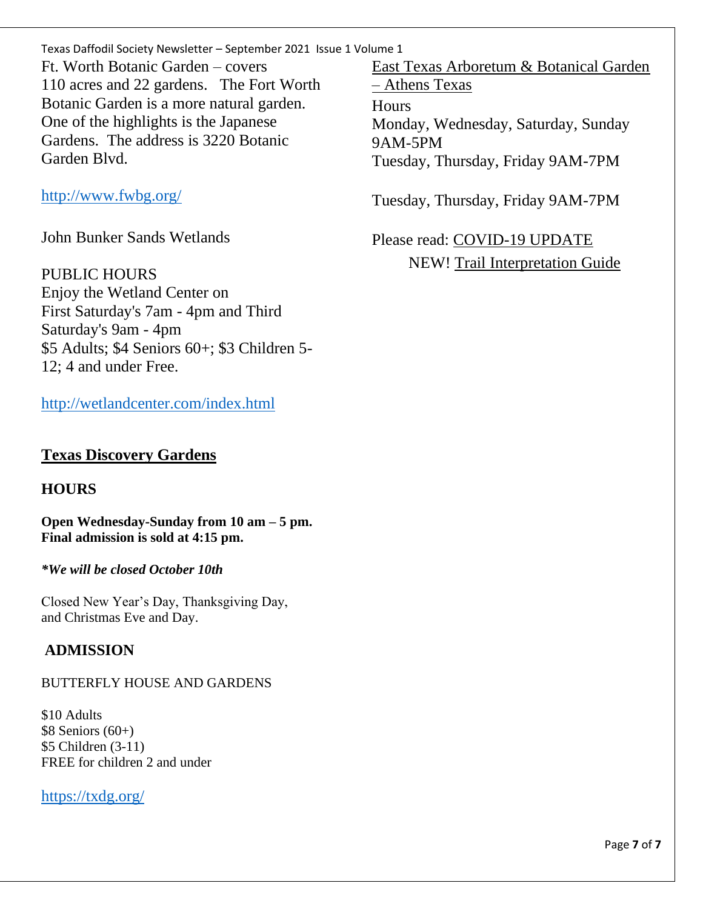Ft. Worth Botanic Garden – covers 110 acres and 22 gardens. The Fort Worth Botanic Garden is a more natural garden. One of the highlights is the Japanese Gardens. The address is 3220 Botanic Garden Blvd.

http://www.fwbg.org/

John Bunker Sands Wetlands

PUBLIC HOURS
Enjoy the Wetland Center on First Saturday's 7am - 4pm and Third Saturday's 9am - 4pm
$5 Adults; $4 Seniors 60+; $3 Children 5-12; 4 and under Free.

http://wetlandcenter.com/index.html

## Texas Discovery Gardens

### HOURS

**Open Wednesday-Sunday from 10 am – 5 pm.**
**Final admission is sold at 4:15 pm.**

***We will be closed October 10th***

Closed New Year's Day, Thanksgiving Day, and Christmas Eve and Day.

### ADMISSION

BUTTERFLY HOUSE AND GARDENS

$10 Adults
$8 Seniors (60+)
$5 Children (3-11)
FREE for children 2 and under

https://txdg.org/

East Texas Arboretum & Botanical Garden – Athens Texas

Hours
Monday, Wednesday, Saturday, Sunday 9AM-5PM
Tuesday, Thursday, Friday 9AM-7PM

Tuesday, Thursday, Friday 9AM-7PM

Please read: COVID-19 UPDATE
NEW! Trail Interpretation Guide